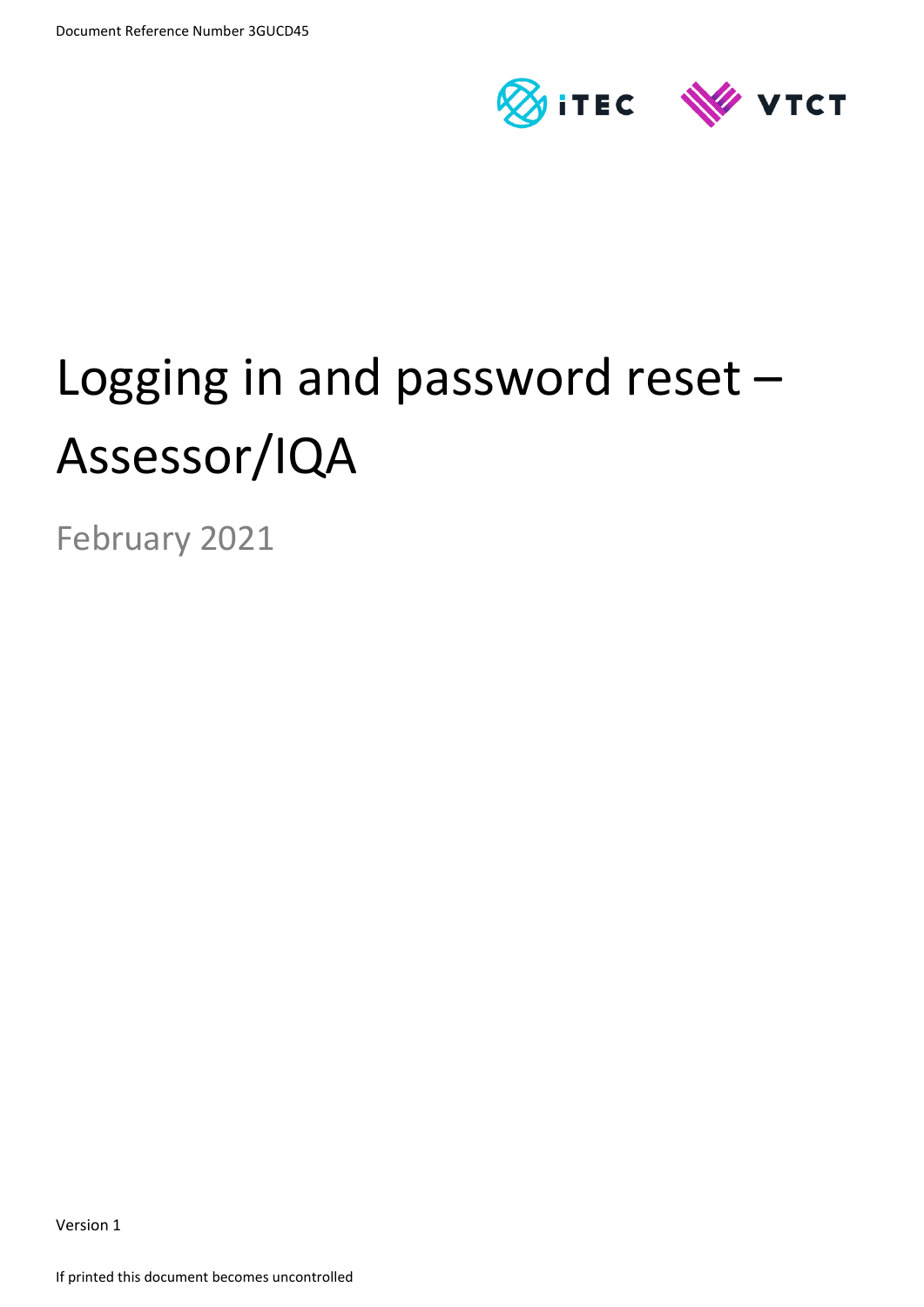Document Reference Number 3GUCD45

# Logging in and password reset – Assessor/IQA

February 2021

Version 1

If printed this document becomes uncontrolled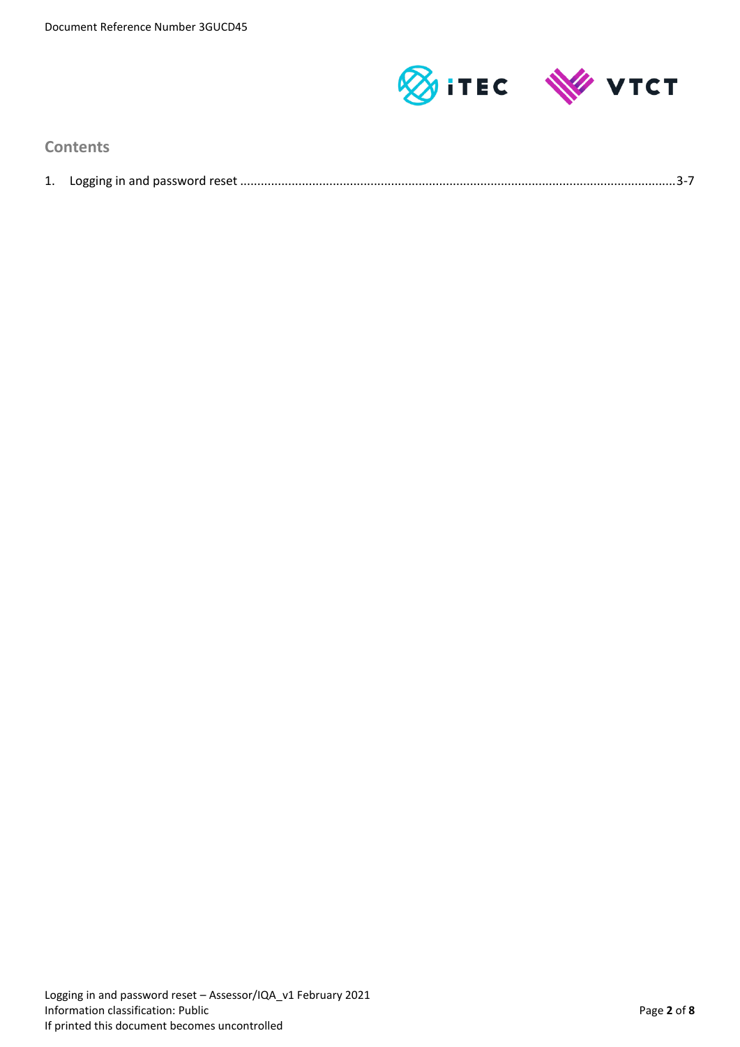## Contents

1. Logging in and password reset ..............................................................................................................3-7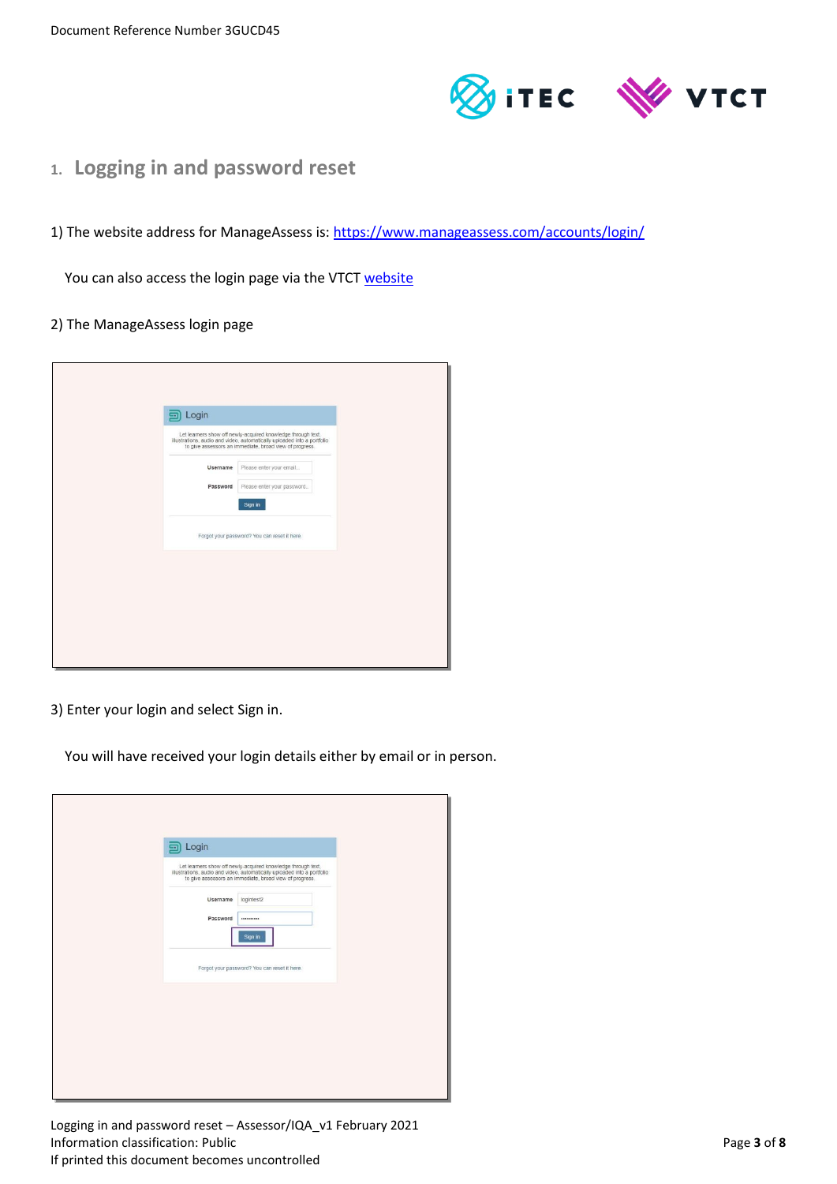# 1. Logging in and password reset

1) The website address for ManageAssess is: [https://www.manageassess.com/accounts/login/](https://www.manageassess.com/accounts/login/)

You can also access the login page via the VTCT [website](website)

2) The ManageAssess login page

3) Enter your login and select Sign in.

You will have received your login details either by email or in person.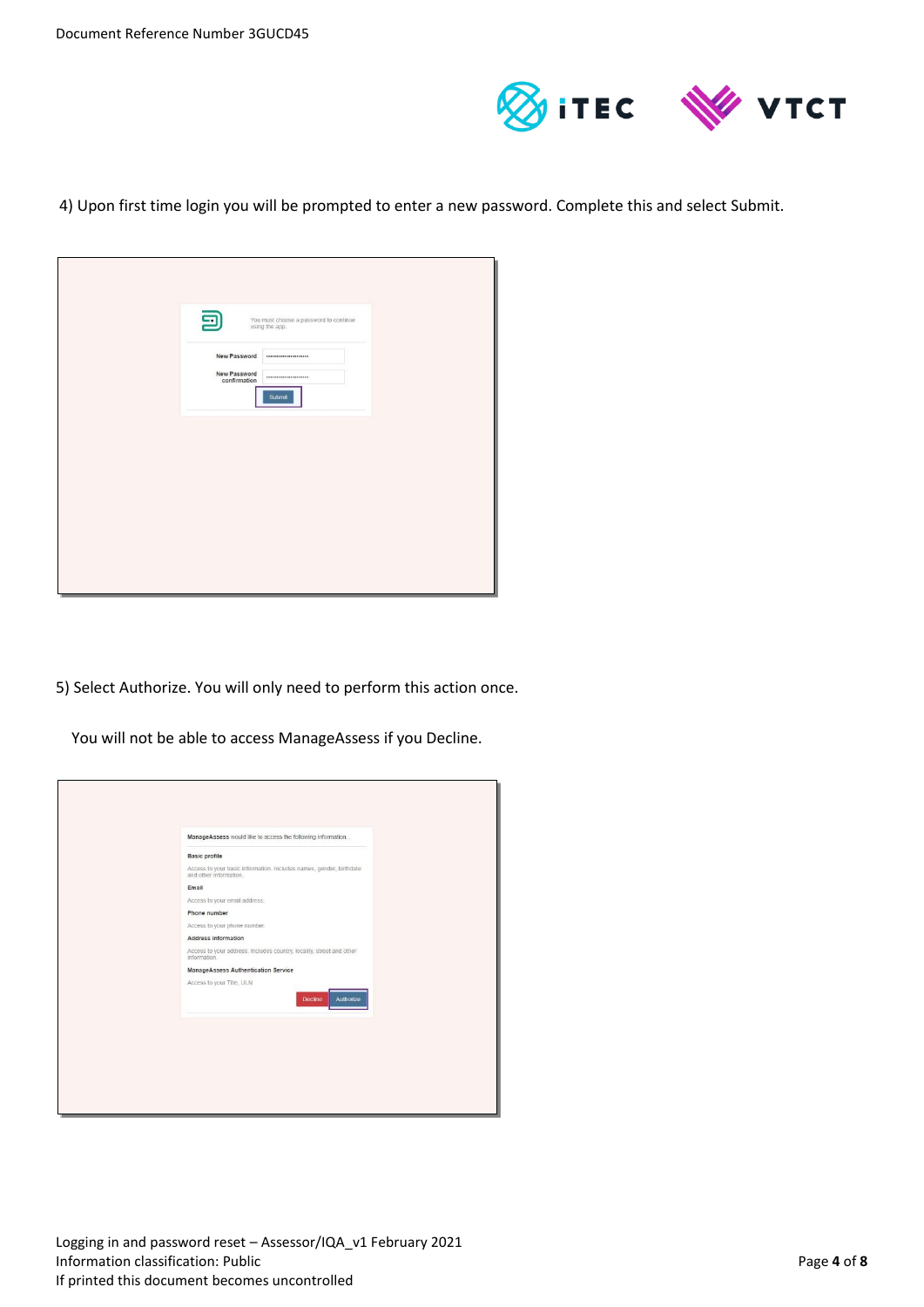4) Upon first time login you will be prompted to enter a new password. Complete this and select Submit.

5) Select Authorize. You will only need to perform this action once.

You will not be able to access ManageAssess if you Decline.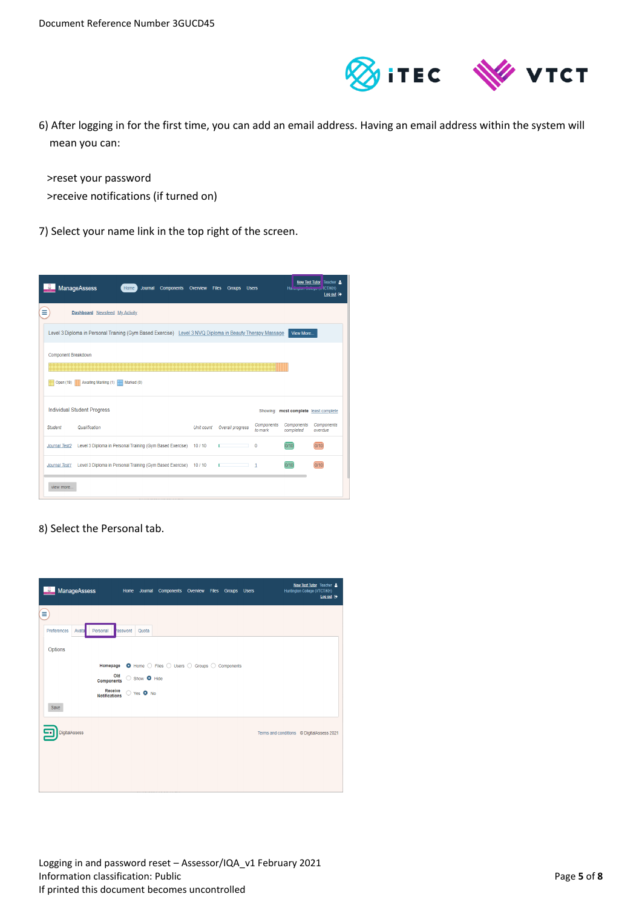6) After logging in for the first time, you can add an email address. Having an email address within the system will mean you can:

>reset your password
>receive notifications (if turned on)

7) Select your name link in the top right of the screen.

8) Select the Personal tab.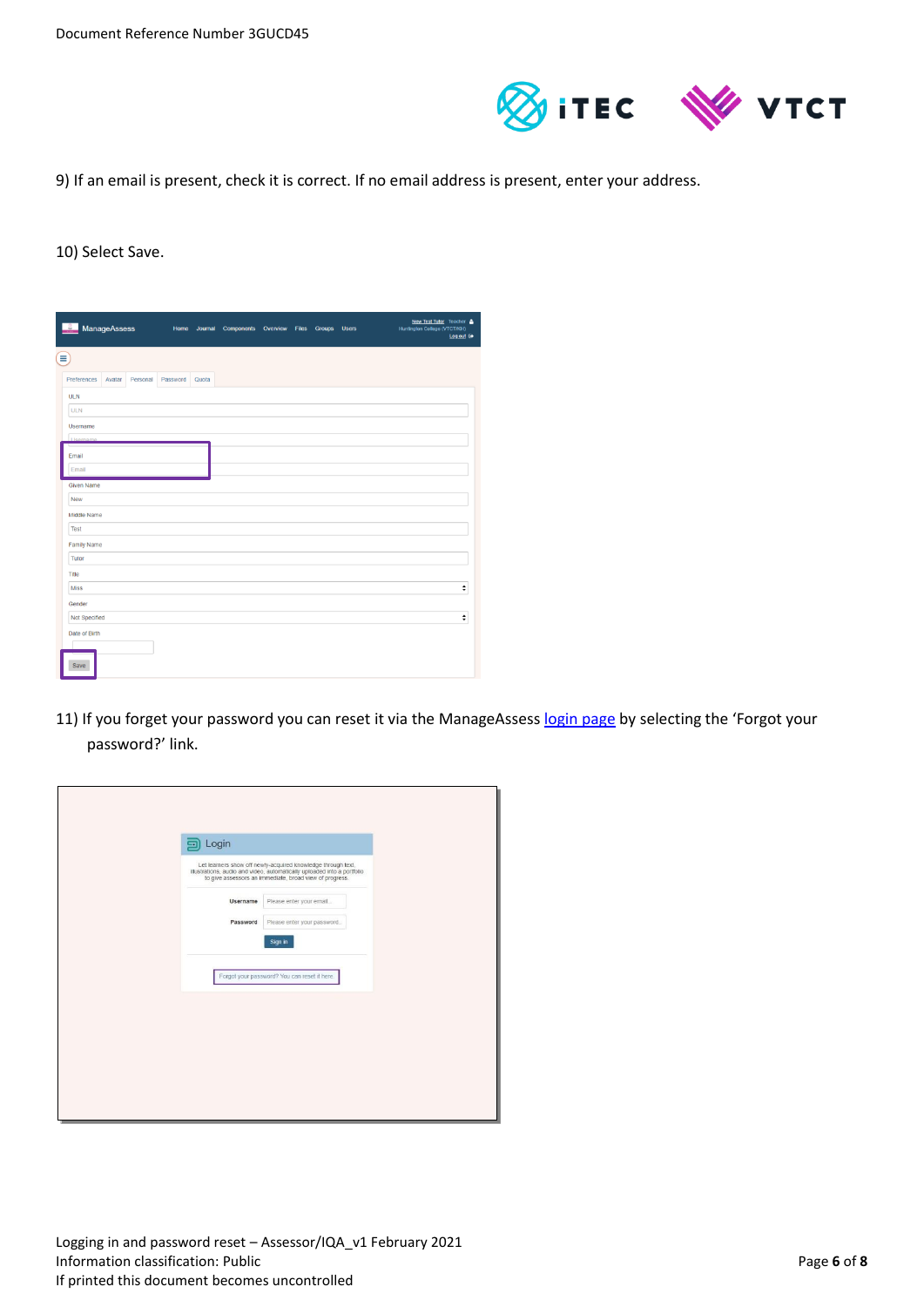9) If an email is present, check it is correct. If no email address is present, enter your address.

10) Select Save.

11) If you forget your password you can reset it via the ManageAssess [login page](login page) by selecting the 'Forgot your password?' link.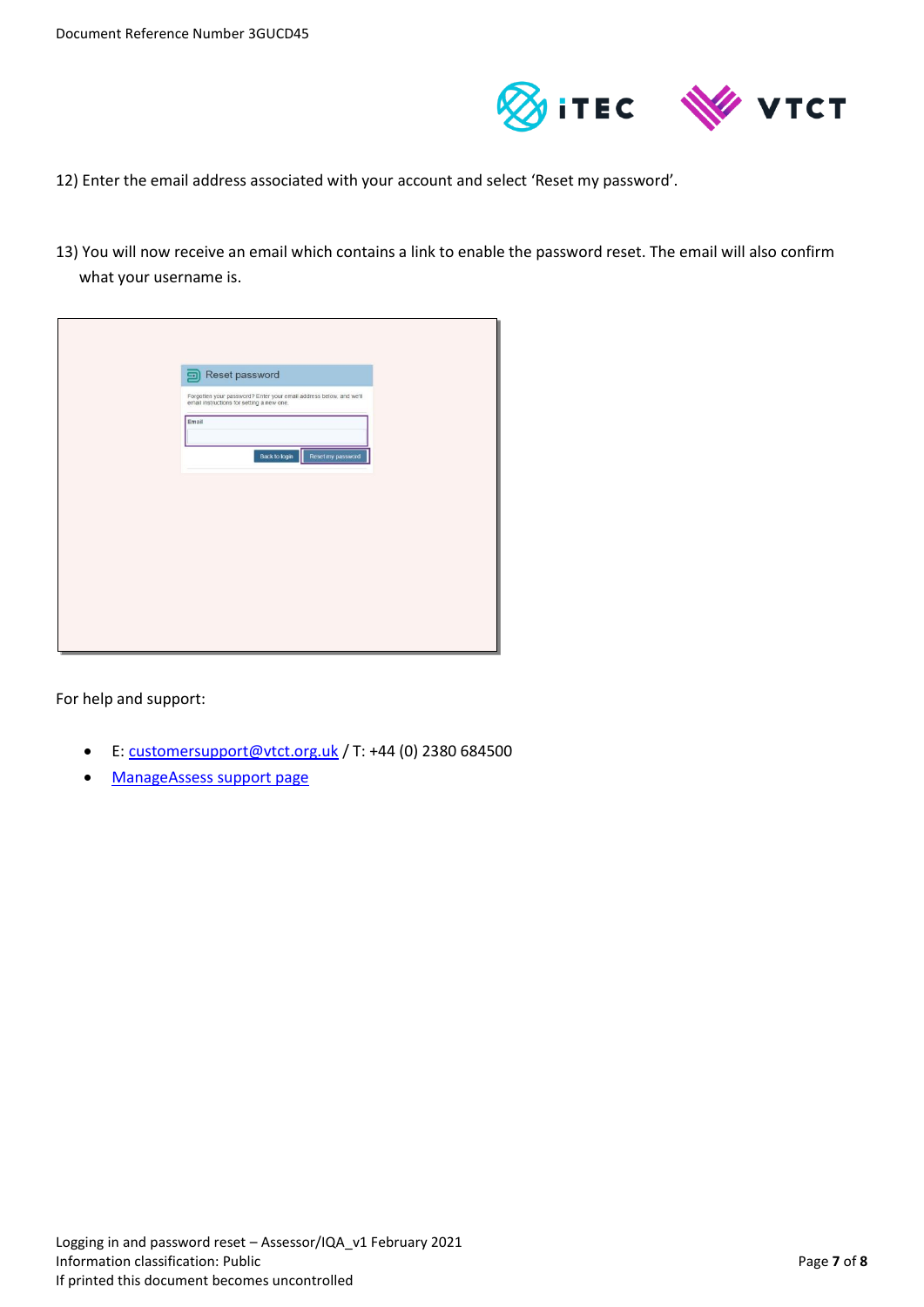12) Enter the email address associated with your account and select 'Reset my password'.

13) You will now receive an email which contains a link to enable the password reset. The email will also confirm what your username is.

For help and support:

- E: customersupport@vtct.org.uk / T: +44 (0) 2380 684500
- ManageAssess support page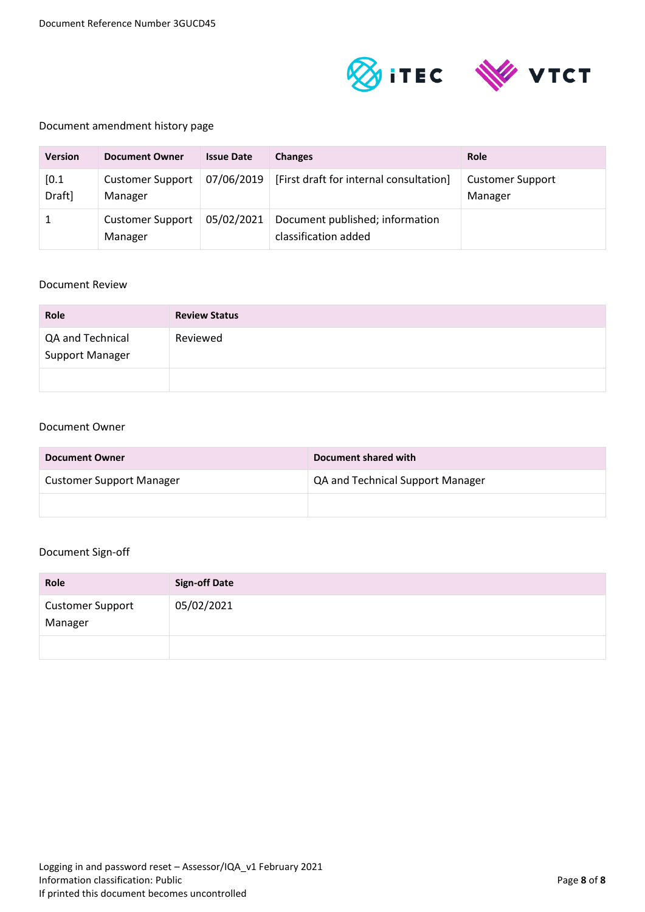Document amendment history page

| Version | Document Owner | Issue Date | Changes | Role |
|---|---|---|---|---|
| [0.1 Draft] | Customer Support Manager | 07/06/2019 | [First draft for internal consultation] | Customer Support Manager |
| 1 | Customer Support Manager | 05/02/2021 | Document published; information classification added | |

Document Review

| Role | Review Status |
|---|---|
| QA and Technical Support Manager | Reviewed |
| | |

Document Owner

| Document Owner | Document shared with |
|---|---|
| Customer Support Manager | QA and Technical Support Manager |
| | |

Document Sign-off

| Role | Sign-off Date |
|---|---|
| Customer Support Manager | 05/02/2021 |
| | |